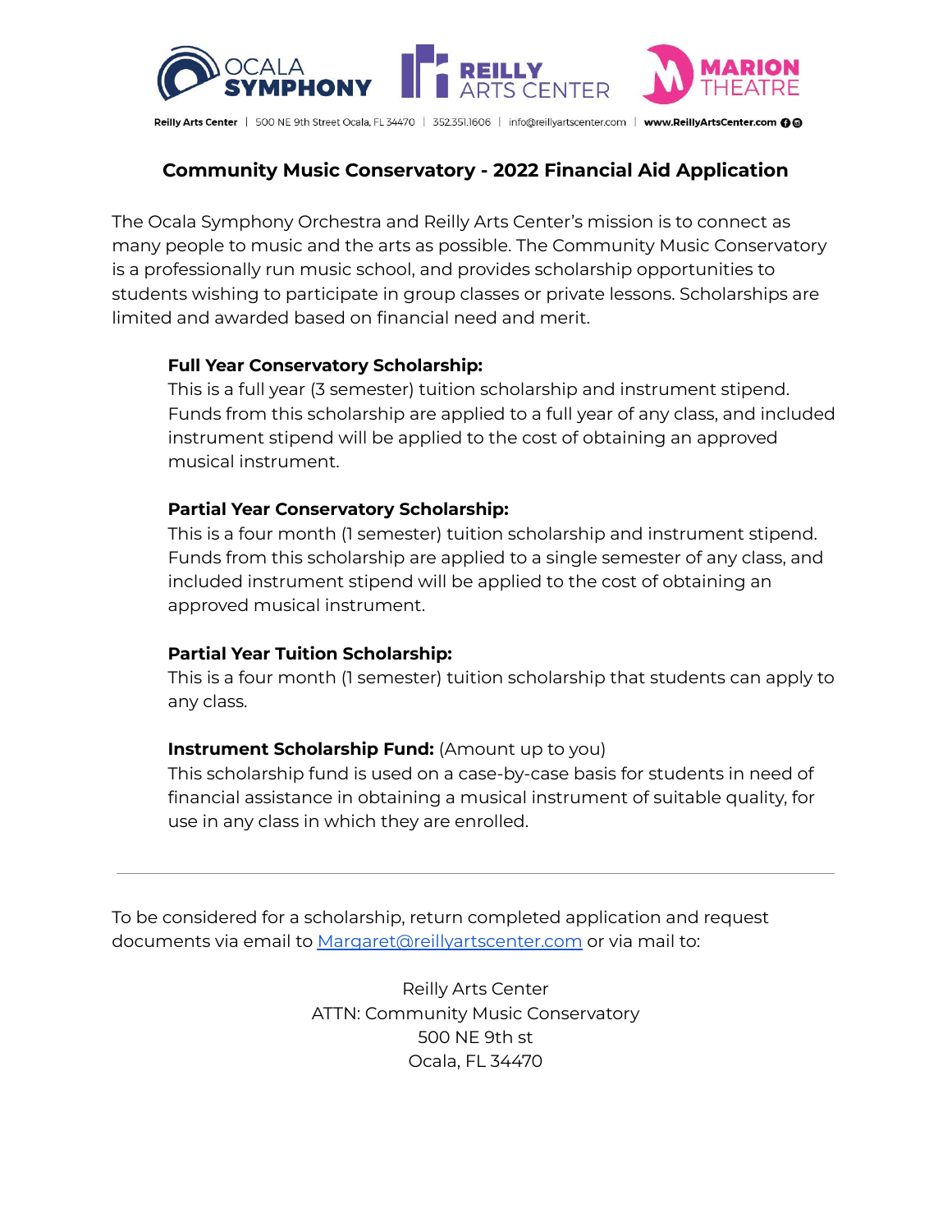# Community Music Conservatory - 2022 Financial Aid Application

The Ocala Symphony Orchestra and Reilly Arts Center's mission is to connect as many people to music and the arts as possible. The Community Music Conservatory is a professionally run music school, and provides scholarship opportunities to students wishing to participate in group classes or private lessons. Scholarships are limited and awarded based on financial need and merit.

**Full Year Conservatory Scholarship:**
This is a full year (3 semester) tuition scholarship and instrument stipend. Funds from this scholarship are applied to a full year of any class, and included instrument stipend will be applied to the cost of obtaining an approved musical instrument.

**Partial Year Conservatory Scholarship:**
This is a four month (1 semester) tuition scholarship and instrument stipend. Funds from this scholarship are applied to a single semester of any class, and included instrument stipend will be applied to the cost of obtaining an approved musical instrument.

**Partial Year Tuition Scholarship:**
This is a four month (1 semester) tuition scholarship that students can apply to any class.

**Instrument Scholarship Fund:** (Amount up to you)
This scholarship fund is used on a case-by-case basis for students in need of financial assistance in obtaining a musical instrument of suitable quality, for use in any class in which they are enrolled.

---

To be considered for a scholarship, return completed application and request documents via email to Margaret@reillyartscenter.com or via mail to:

Reilly Arts Center
ATTN: Community Music Conservatory
500 NE 9th st
Ocala, FL 34470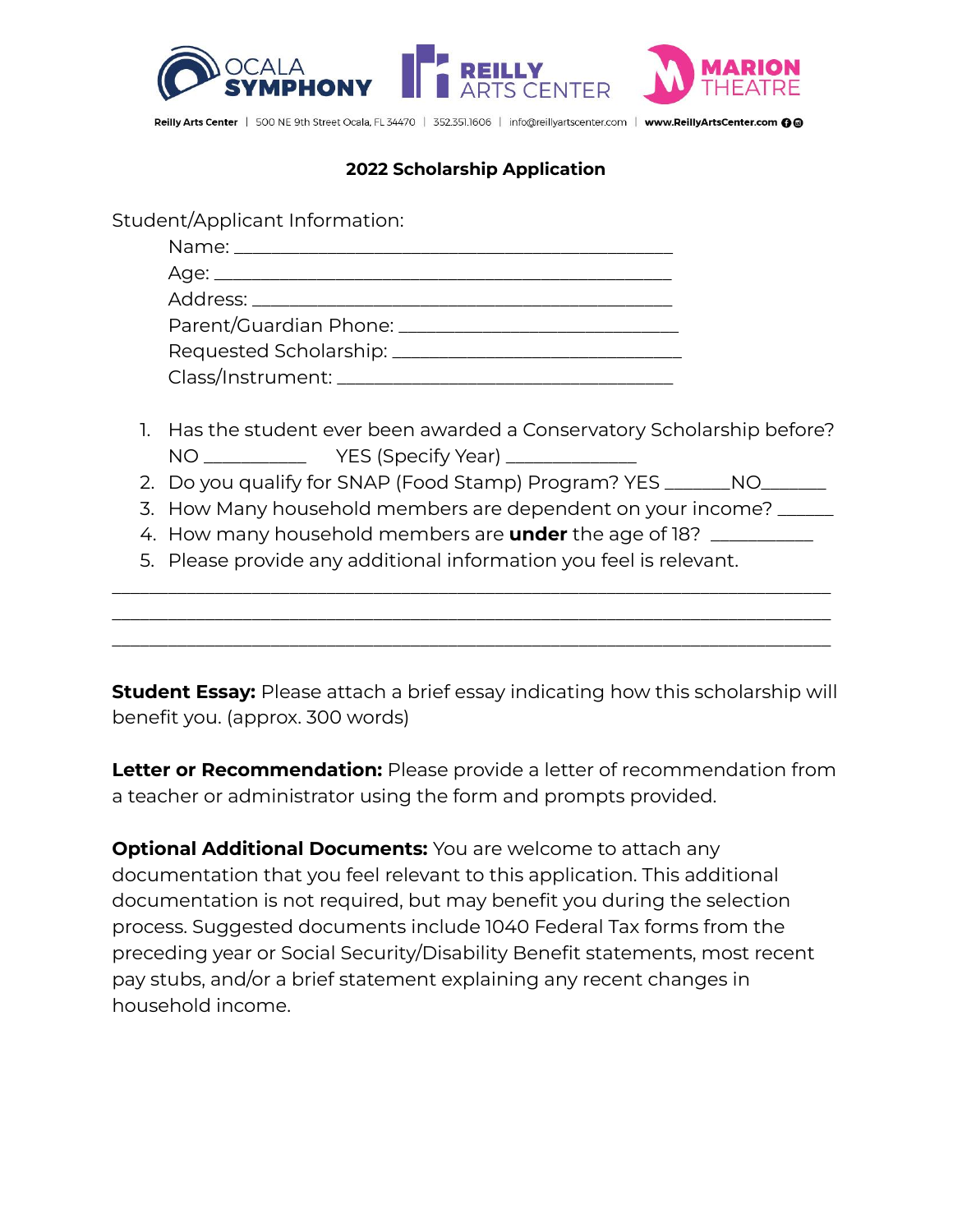Reilly Arts Center | 500 NE 9th Street Ocala, FL 34470 | 352.351.1606 | info@reillyartscenter.com | www.ReillyArtsCenter.com

## 2022 Scholarship Application

Student/Applicant Information:

Name: ___________________________________________

Age: _____________________________________________

Address: _________________________________________

Parent/Guardian Phone: ___________________________

Requested Scholarship: ____________________________

Class/Instrument: _________________________________

1. Has the student ever been awarded a Conservatory Scholarship before? NO __________ YES (Specify Year) _____________
2. Do you qualify for SNAP (Food Stamp) Program? YES _______NO_______
3. How Many household members are dependent on your income? ______
4. How many household members are **under** the age of 18? __________
5. Please provide any additional information you feel is relevant.

______________________________________________________________________

______________________________________________________________________

______________________________________________________________________

**Student Essay:** Please attach a brief essay indicating how this scholarship will benefit you. (approx. 300 words)

**Letter or Recommendation:** Please provide a letter of recommendation from a teacher or administrator using the form and prompts provided.

**Optional Additional Documents:** You are welcome to attach any documentation that you feel relevant to this application. This additional documentation is not required, but may benefit you during the selection process. Suggested documents include 1040 Federal Tax forms from the preceding year or Social Security/Disability Benefit statements, most recent pay stubs, and/or a brief statement explaining any recent changes in household income.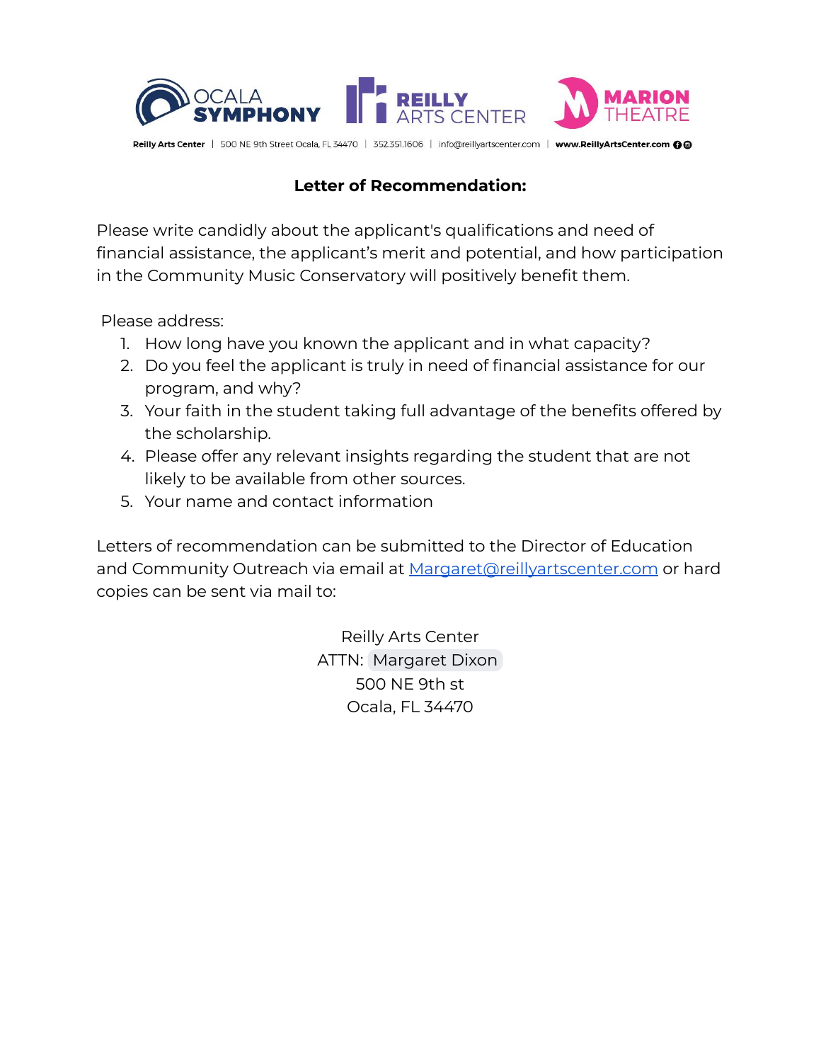OCALA SYMPHONY | REILLY ARTS CENTER | MARION THEATRE

Reilly Arts Center | 500 NE 9th Street Ocala, FL 34470 | 352.351.1606 | info@reillyartscenter.com | www.ReillyArtsCenter.com

## Letter of Recommendation:

Please write candidly about the applicant's qualifications and need of financial assistance, the applicant's merit and potential, and how participation in the Community Music Conservatory will positively benefit them.

Please address:

1. How long have you known the applicant and in what capacity?
2. Do you feel the applicant is truly in need of financial assistance for our program, and why?
3. Your faith in the student taking full advantage of the benefits offered by the scholarship.
4. Please offer any relevant insights regarding the student that are not likely to be available from other sources.
5. Your name and contact information

Letters of recommendation can be submitted to the Director of Education and Community Outreach via email at [Margaret@reillyartscenter.com](mailto:Margaret@reillyartscenter.com) or hard copies can be sent via mail to:

Reilly Arts Center
ATTN: Margaret Dixon
500 NE 9th st
Ocala, FL 34470